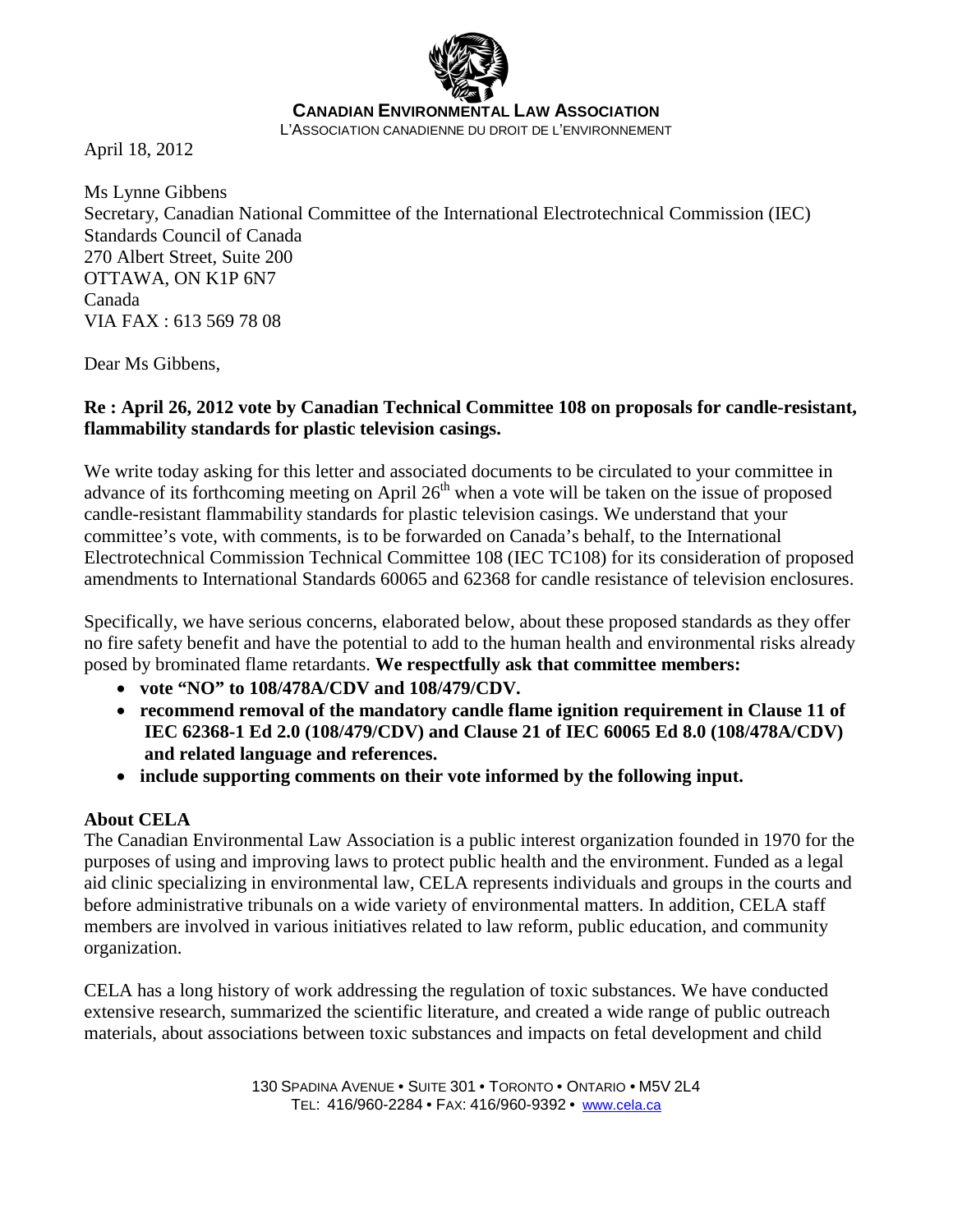**CANADIAN ENVIRONMENTAL LAW ASSOCIATION**
L'ASSOCIATION CANADIENNE DU DROIT DE L'ENVIRONNEMENT

April 18, 2012

Ms Lynne Gibbens
Secretary, Canadian National Committee of the International Electrotechnical Commission (IEC)
Standards Council of Canada
270 Albert Street, Suite 200
OTTAWA, ON K1P 6N7
Canada
VIA FAX : 613 569 78 08

Dear Ms Gibbens,

**Re : April 26, 2012 vote by Canadian Technical Committee 108 on proposals for candle-resistant, flammability standards for plastic television casings.**

We write today asking for this letter and associated documents to be circulated to your committee in advance of its forthcoming meeting on April 26th when a vote will be taken on the issue of proposed candle-resistant flammability standards for plastic television casings. We understand that your committee's vote, with comments, is to be forwarded on Canada's behalf, to the International Electrotechnical Commission Technical Committee 108 (IEC TC108) for its consideration of proposed amendments to International Standards 60065 and 62368 for candle resistance of television enclosures.

Specifically, we have serious concerns, elaborated below, about these proposed standards as they offer no fire safety benefit and have the potential to add to the human health and environmental risks already posed by brominated flame retardants. **We respectfully ask that committee members:**

- **vote "NO" to 108/478A/CDV and 108/479/CDV.**
- **recommend removal of the mandatory candle flame ignition requirement in Clause 11 of IEC 62368-1 Ed 2.0 (108/479/CDV) and Clause 21 of IEC 60065 Ed 8.0 (108/478A/CDV) and related language and references.**
- **include supporting comments on their vote informed by the following input.**

**About CELA**

The Canadian Environmental Law Association is a public interest organization founded in 1970 for the purposes of using and improving laws to protect public health and the environment. Funded as a legal aid clinic specializing in environmental law, CELA represents individuals and groups in the courts and before administrative tribunals on a wide variety of environmental matters. In addition, CELA staff members are involved in various initiatives related to law reform, public education, and community organization.

CELA has a long history of work addressing the regulation of toxic substances. We have conducted extensive research, summarized the scientific literature, and created a wide range of public outreach materials, about associations between toxic substances and impacts on fetal development and child

130 SPADINA AVENUE • SUITE 301 • TORONTO • ONTARIO • M5V 2L4
TEL: 416/960-2284 • FAX: 416/960-9392 • www.cela.ca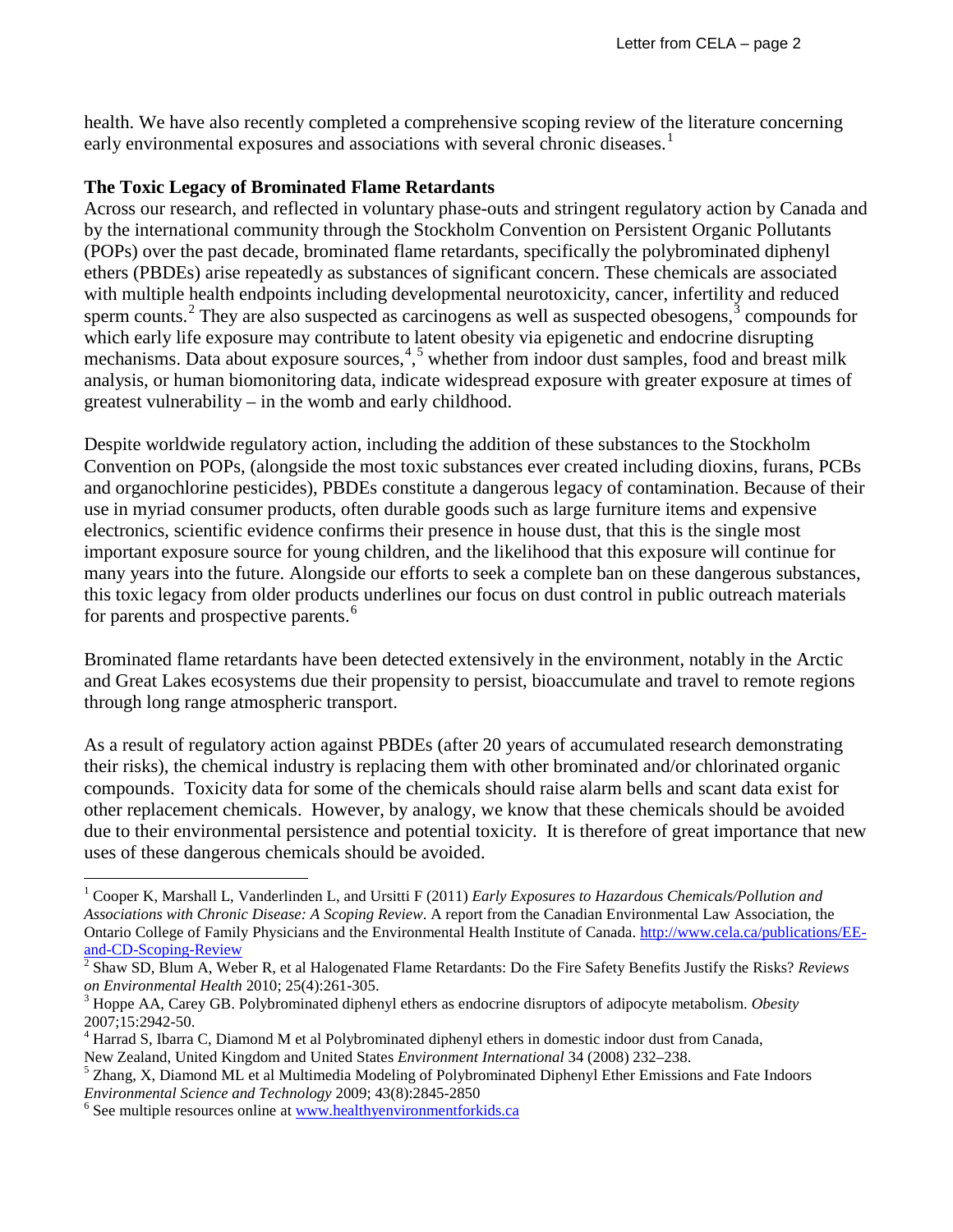health. We have also recently completed a comprehensive scoping review of the literature concerning early environmental exposures and associations with several chronic diseases.[1]

**The Toxic Legacy of Brominated Flame Retardants**

Across our research, and reflected in voluntary phase-outs and stringent regulatory action by Canada and by the international community through the Stockholm Convention on Persistent Organic Pollutants (POPs) over the past decade, brominated flame retardants, specifically the polybrominated diphenyl ethers (PBDEs) arise repeatedly as substances of significant concern. These chemicals are associated with multiple health endpoints including developmental neurotoxicity, cancer, infertility and reduced sperm counts.[2] They are also suspected as carcinogens as well as suspected obesogens,[3] compounds for which early life exposure may contribute to latent obesity via epigenetic and endocrine disrupting mechanisms. Data about exposure sources,[4],[5] whether from indoor dust samples, food and breast milk analysis, or human biomonitoring data, indicate widespread exposure with greater exposure at times of greatest vulnerability – in the womb and early childhood.

Despite worldwide regulatory action, including the addition of these substances to the Stockholm Convention on POPs, (alongside the most toxic substances ever created including dioxins, furans, PCBs and organochlorine pesticides), PBDEs constitute a dangerous legacy of contamination. Because of their use in myriad consumer products, often durable goods such as large furniture items and expensive electronics, scientific evidence confirms their presence in house dust, that this is the single most important exposure source for young children, and the likelihood that this exposure will continue for many years into the future. Alongside our efforts to seek a complete ban on these dangerous substances, this toxic legacy from older products underlines our focus on dust control in public outreach materials for parents and prospective parents.[6]

Brominated flame retardants have been detected extensively in the environment, notably in the Arctic and Great Lakes ecosystems due their propensity to persist, bioaccumulate and travel to remote regions through long range atmospheric transport.

As a result of regulatory action against PBDEs (after 20 years of accumulated research demonstrating their risks), the chemical industry is replacing them with other brominated and/or chlorinated organic compounds. Toxicity data for some of the chemicals should raise alarm bells and scant data exist for other replacement chemicals. However, by analogy, we know that these chemicals should be avoided due to their environmental persistence and potential toxicity. It is therefore of great importance that new uses of these dangerous chemicals should be avoided.

---

[1] Cooper K, Marshall L, Vanderlinden L, and Ursitti F (2011) *Early Exposures to Hazardous Chemicals/Pollution and Associations with Chronic Disease: A Scoping Review*. A report from the Canadian Environmental Law Association, the Ontario College of Family Physicians and the Environmental Health Institute of Canada. http://www.cela.ca/publications/EE-and-CD-Scoping-Review

[2] Shaw SD, Blum A, Weber R, et al Halogenated Flame Retardants: Do the Fire Safety Benefits Justify the Risks? *Reviews on Environmental Health* 2010; 25(4):261-305.

[3] Hoppe AA, Carey GB. Polybrominated diphenyl ethers as endocrine disruptors of adipocyte metabolism. *Obesity* 2007;15:2942-50.

[4] Harrad S, Ibarra C, Diamond M et al Polybrominated diphenyl ethers in domestic indoor dust from Canada, New Zealand, United Kingdom and United States *Environment International* 34 (2008) 232–238.

[5] Zhang, X, Diamond ML et al Multimedia Modeling of Polybrominated Diphenyl Ether Emissions and Fate Indoors *Environmental Science and Technology* 2009; 43(8):2845-2850

[6] See multiple resources online at www.healthyenvironmentforkids.ca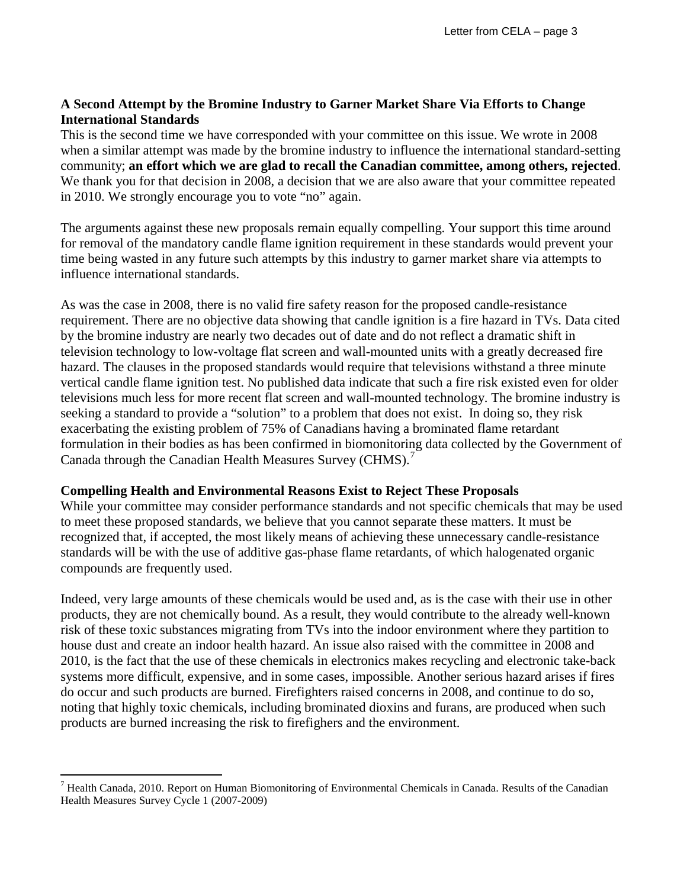**A Second Attempt by the Bromine Industry to Garner Market Share Via Efforts to Change International Standards**

This is the second time we have corresponded with your committee on this issue. We wrote in 2008 when a similar attempt was made by the bromine industry to influence the international standard-setting community; **an effort which we are glad to recall the Canadian committee, among others, rejected**. We thank you for that decision in 2008, a decision that we are also aware that your committee repeated in 2010. We strongly encourage you to vote "no" again.

The arguments against these new proposals remain equally compelling. Your support this time around for removal of the mandatory candle flame ignition requirement in these standards would prevent your time being wasted in any future such attempts by this industry to garner market share via attempts to influence international standards.

As was the case in 2008, there is no valid fire safety reason for the proposed candle-resistance requirement. There are no objective data showing that candle ignition is a fire hazard in TVs. Data cited by the bromine industry are nearly two decades out of date and do not reflect a dramatic shift in television technology to low-voltage flat screen and wall-mounted units with a greatly decreased fire hazard. The clauses in the proposed standards would require that televisions withstand a three minute vertical candle flame ignition test. No published data indicate that such a fire risk existed even for older televisions much less for more recent flat screen and wall-mounted technology. The bromine industry is seeking a standard to provide a "solution" to a problem that does not exist. In doing so, they risk exacerbating the existing problem of 75% of Canadians having a brominated flame retardant formulation in their bodies as has been confirmed in biomonitoring data collected by the Government of Canada through the Canadian Health Measures Survey (CHMS).[7]

**Compelling Health and Environmental Reasons Exist to Reject These Proposals**

While your committee may consider performance standards and not specific chemicals that may be used to meet these proposed standards, we believe that you cannot separate these matters. It must be recognized that, if accepted, the most likely means of achieving these unnecessary candle-resistance standards will be with the use of additive gas-phase flame retardants, of which halogenated organic compounds are frequently used.

Indeed, very large amounts of these chemicals would be used and, as is the case with their use in other products, they are not chemically bound. As a result, they would contribute to the already well-known risk of these toxic substances migrating from TVs into the indoor environment where they partition to house dust and create an indoor health hazard. An issue also raised with the committee in 2008 and 2010, is the fact that the use of these chemicals in electronics makes recycling and electronic take-back systems more difficult, expensive, and in some cases, impossible. Another serious hazard arises if fires do occur and such products are burned. Firefighters raised concerns in 2008, and continue to do so, noting that highly toxic chemicals, including brominated dioxins and furans, are produced when such products are burned increasing the risk to firefighers and the environment.

---

[7] Health Canada, 2010. Report on Human Biomonitoring of Environmental Chemicals in Canada. Results of the Canadian Health Measures Survey Cycle 1 (2007-2009)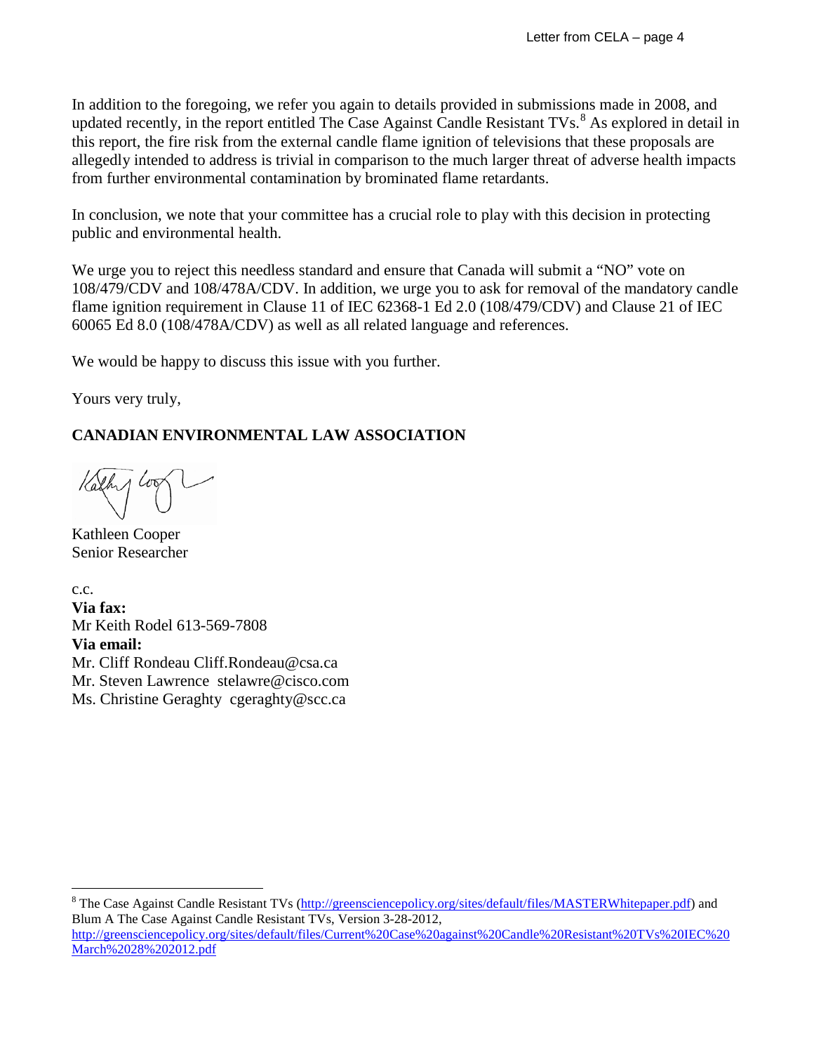In addition to the foregoing, we refer you again to details provided in submissions made in 2008, and updated recently, in the report entitled The Case Against Candle Resistant TVs.[8] As explored in detail in this report, the fire risk from the external candle flame ignition of televisions that these proposals are allegedly intended to address is trivial in comparison to the much larger threat of adverse health impacts from further environmental contamination by brominated flame retardants.

In conclusion, we note that your committee has a crucial role to play with this decision in protecting public and environmental health.

We urge you to reject this needless standard and ensure that Canada will submit a "NO" vote on 108/479/CDV and 108/478A/CDV. In addition, we urge you to ask for removal of the mandatory candle flame ignition requirement in Clause 11 of IEC 62368-1 Ed 2.0 (108/479/CDV) and Clause 21 of IEC 60065 Ed 8.0 (108/478A/CDV) as well as all related language and references.

We would be happy to discuss this issue with you further.

Yours very truly,

**CANADIAN ENVIRONMENTAL LAW ASSOCIATION**

Kathleen Cooper
Senior Researcher

c.c.
**Via fax:**
Mr Keith Rodel 613-569-7808
**Via email:**
Mr. Cliff Rondeau Cliff.Rondeau@csa.ca
Mr. Steven Lawrence stelawre@cisco.com
Ms. Christine Geraghty cgeraghty@scc.ca

---

[8] The Case Against Candle Resistant TVs (http://greensciencepolicy.org/sites/default/files/MASTERWhitepaper.pdf) and Blum A The Case Against Candle Resistant TVs, Version 3-28-2012, http://greensciencepolicy.org/sites/default/files/Current%20Case%20against%20Candle%20Resistant%20TVs%20IEC%20March%2028%202012.pdf